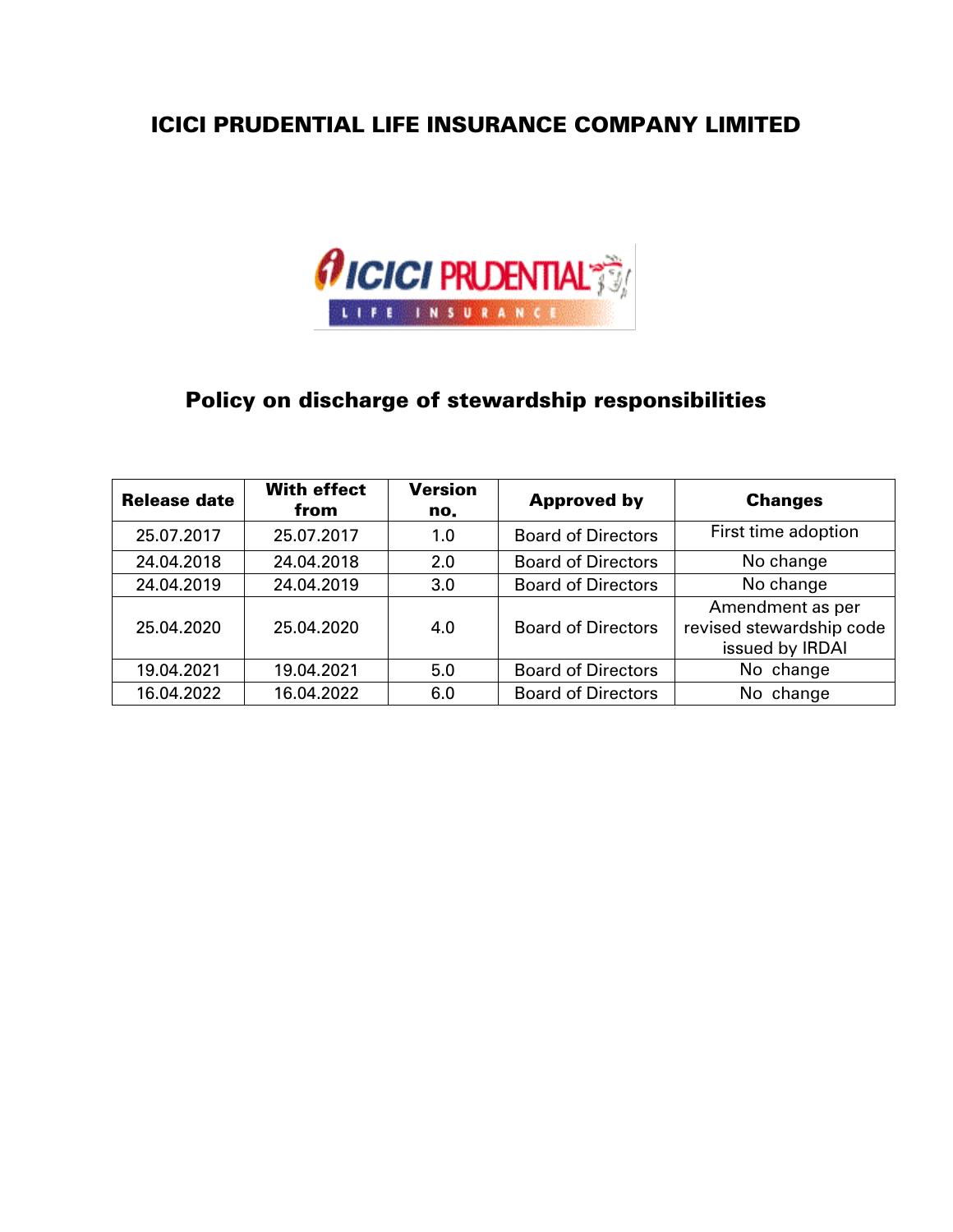# ICICI PRUDENTIAL LIFE INSURANCE COMPANY LIMITED

## Policy on discharge of stewardship responsibilities

| Release date | With effect from | Version no. | Approved by | Changes |
|---|---|---|---|---|
| 25.07.2017 | 25.07.2017 | 1.0 | Board of Directors | First time adoption |
| 24.04.2018 | 24.04.2018 | 2.0 | Board of Directors | No change |
| 24.04.2019 | 24.04.2019 | 3.0 | Board of Directors | No change |
| 25.04.2020 | 25.04.2020 | 4.0 | Board of Directors | Amendment as per revised stewardship code issued by IRDAI |
| 19.04.2021 | 19.04.2021 | 5.0 | Board of Directors | No change |
| 16.04.2022 | 16.04.2022 | 6.0 | Board of Directors | No change |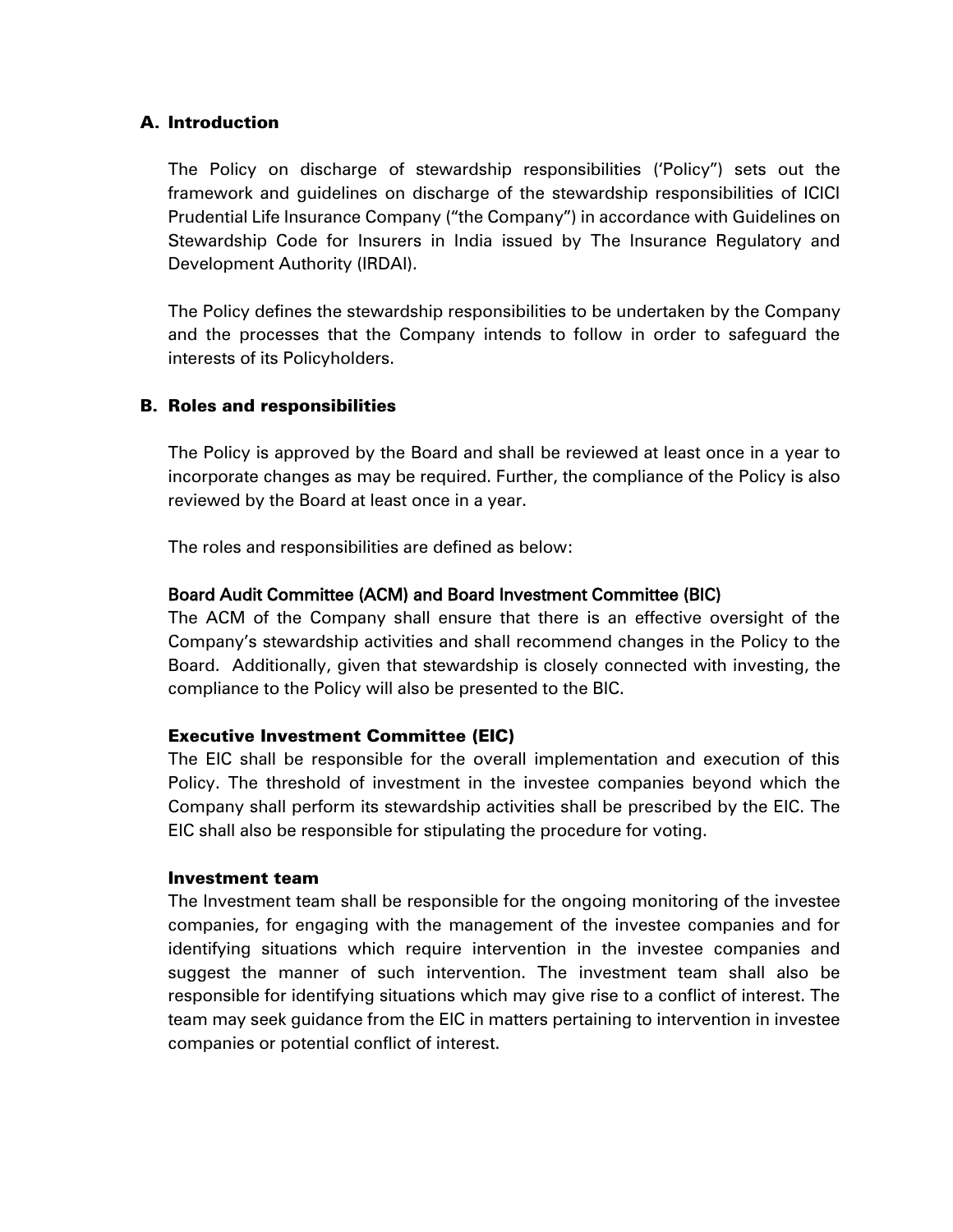## A. Introduction

The Policy on discharge of stewardship responsibilities ('Policy") sets out the framework and guidelines on discharge of the stewardship responsibilities of ICICI Prudential Life Insurance Company ("the Company") in accordance with Guidelines on Stewardship Code for Insurers in India issued by The Insurance Regulatory and Development Authority (IRDAI).

The Policy defines the stewardship responsibilities to be undertaken by the Company and the processes that the Company intends to follow in order to safeguard the interests of its Policyholders.

## B. Roles and responsibilities

The Policy is approved by the Board and shall be reviewed at least once in a year to incorporate changes as may be required. Further, the compliance of the Policy is also reviewed by the Board at least once in a year.

The roles and responsibilities are defined as below:

**Board Audit Committee (ACM) and Board Investment Committee (BIC)**

The ACM of the Company shall ensure that there is an effective oversight of the Company's stewardship activities and shall recommend changes in the Policy to the Board. Additionally, given that stewardship is closely connected with investing, the compliance to the Policy will also be presented to the BIC.

**Executive Investment Committee (EIC)**

The EIC shall be responsible for the overall implementation and execution of this Policy. The threshold of investment in the investee companies beyond which the Company shall perform its stewardship activities shall be prescribed by the EIC. The EIC shall also be responsible for stipulating the procedure for voting.

**Investment team**

The Investment team shall be responsible for the ongoing monitoring of the investee companies, for engaging with the management of the investee companies and for identifying situations which require intervention in the investee companies and suggest the manner of such intervention. The investment team shall also be responsible for identifying situations which may give rise to a conflict of interest. The team may seek guidance from the EIC in matters pertaining to intervention in investee companies or potential conflict of interest.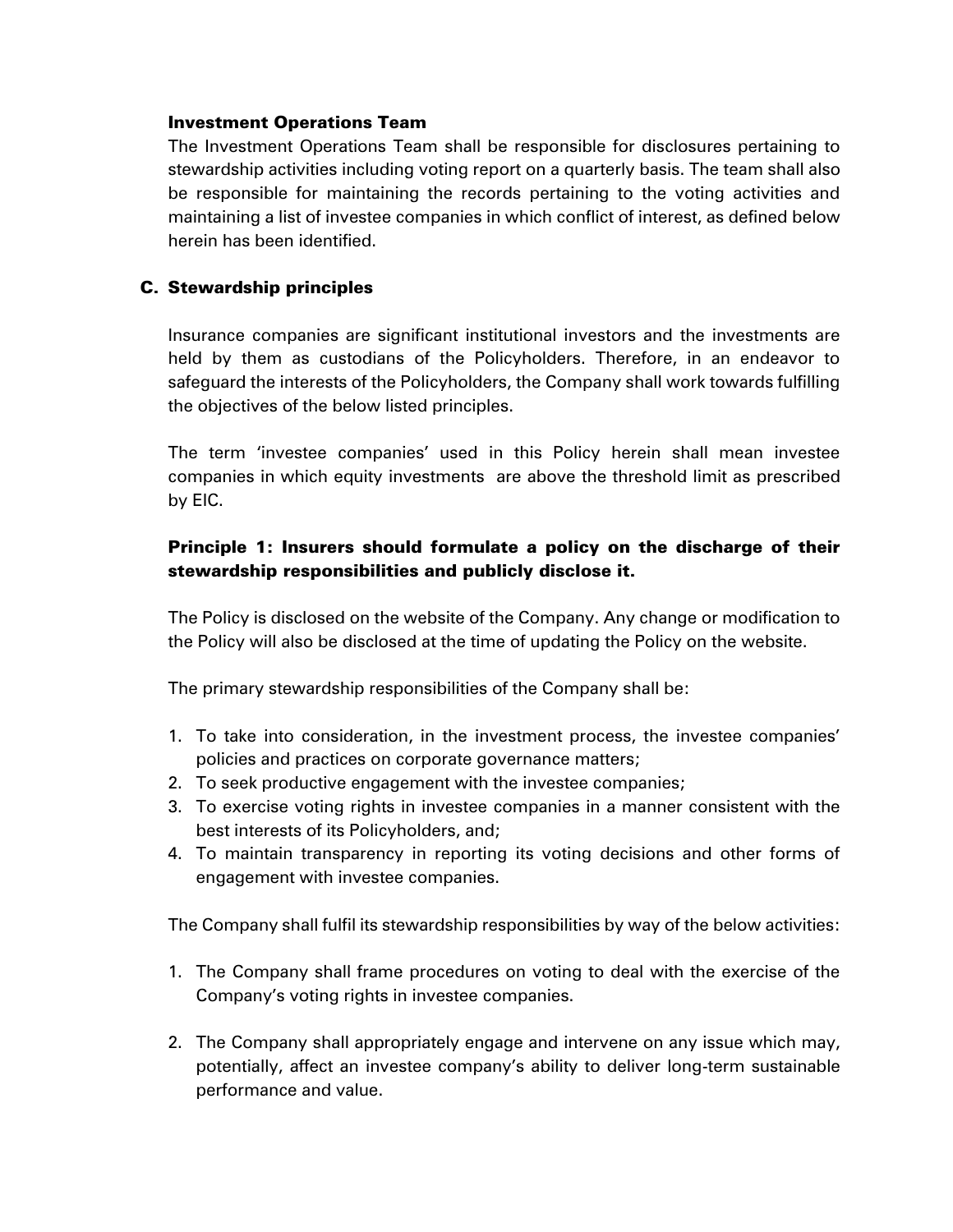**Investment Operations Team**

The Investment Operations Team shall be responsible for disclosures pertaining to stewardship activities including voting report on a quarterly basis. The team shall also be responsible for maintaining the records pertaining to the voting activities and maintaining a list of investee companies in which conflict of interest, as defined below herein has been identified.

## C. Stewardship principles

Insurance companies are significant institutional investors and the investments are held by them as custodians of the Policyholders. Therefore, in an endeavor to safeguard the interests of the Policyholders, the Company shall work towards fulfilling the objectives of the below listed principles.

The term 'investee companies' used in this Policy herein shall mean investee companies in which equity investments are above the threshold limit as prescribed by EIC.

### Principle 1: Insurers should formulate a policy on the discharge of their stewardship responsibilities and publicly disclose it.

The Policy is disclosed on the website of the Company. Any change or modification to the Policy will also be disclosed at the time of updating the Policy on the website.

The primary stewardship responsibilities of the Company shall be:

1. To take into consideration, in the investment process, the investee companies' policies and practices on corporate governance matters;
2. To seek productive engagement with the investee companies;
3. To exercise voting rights in investee companies in a manner consistent with the best interests of its Policyholders, and;
4. To maintain transparency in reporting its voting decisions and other forms of engagement with investee companies.

The Company shall fulfil its stewardship responsibilities by way of the below activities:

1. The Company shall frame procedures on voting to deal with the exercise of the Company's voting rights in investee companies.

2. The Company shall appropriately engage and intervene on any issue which may, potentially, affect an investee company's ability to deliver long-term sustainable performance and value.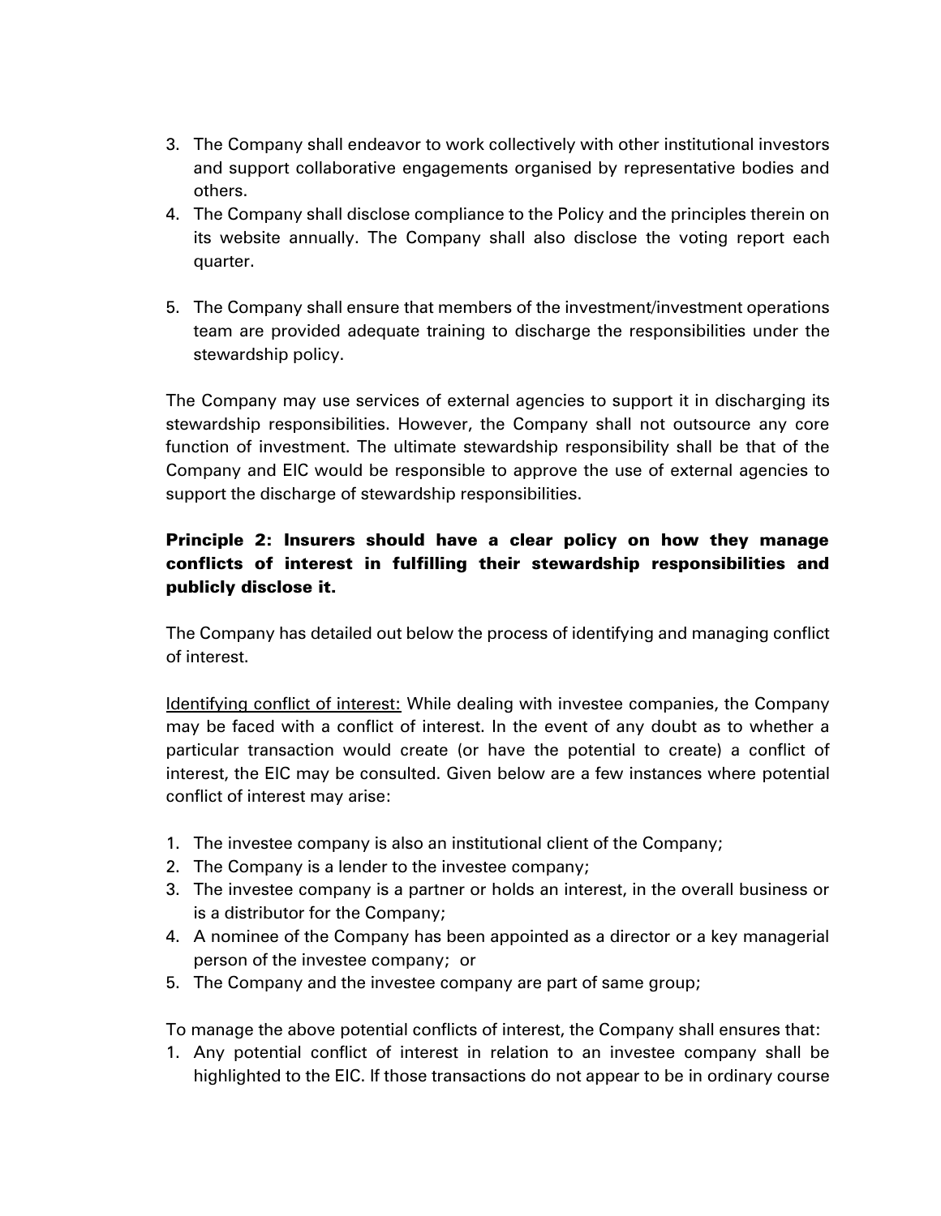3. The Company shall endeavor to work collectively with other institutional investors and support collaborative engagements organised by representative bodies and others.
4. The Company shall disclose compliance to the Policy and the principles therein on its website annually. The Company shall also disclose the voting report each quarter.

5. The Company shall ensure that members of the investment/investment operations team are provided adequate training to discharge the responsibilities under the stewardship policy.

The Company may use services of external agencies to support it in discharging its stewardship responsibilities. However, the Company shall not outsource any core function of investment. The ultimate stewardship responsibility shall be that of the Company and EIC would be responsible to approve the use of external agencies to support the discharge of stewardship responsibilities.

**Principle 2: Insurers should have a clear policy on how they manage conflicts of interest in fulfilling their stewardship responsibilities and publicly disclose it.**

The Company has detailed out below the process of identifying and managing conflict of interest.

Identifying conflict of interest: While dealing with investee companies, the Company may be faced with a conflict of interest. In the event of any doubt as to whether a particular transaction would create (or have the potential to create) a conflict of interest, the EIC may be consulted. Given below are a few instances where potential conflict of interest may arise:

1. The investee company is also an institutional client of the Company;
2. The Company is a lender to the investee company;
3. The investee company is a partner or holds an interest, in the overall business or is a distributor for the Company;
4. A nominee of the Company has been appointed as a director or a key managerial person of the investee company; or
5. The Company and the investee company are part of same group;

To manage the above potential conflicts of interest, the Company shall ensures that:

1. Any potential conflict of interest in relation to an investee company shall be highlighted to the EIC. If those transactions do not appear to be in ordinary course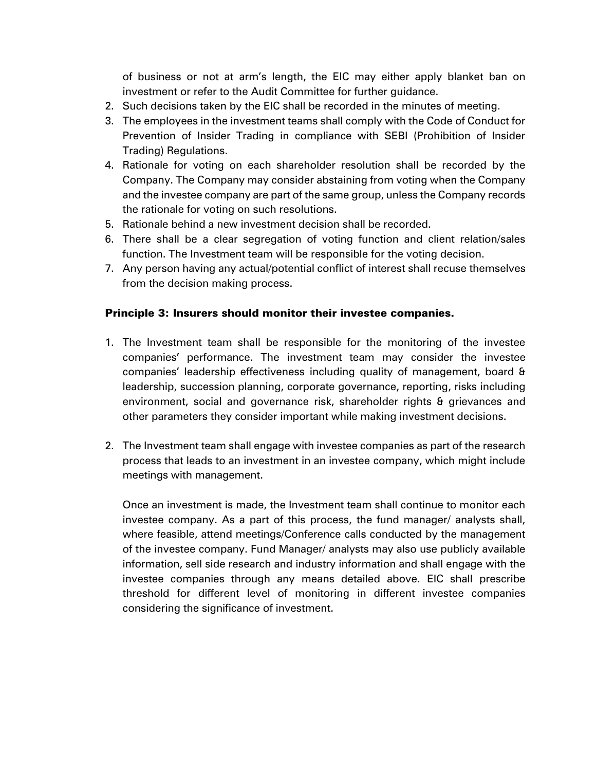of business or not at arm's length, the EIC may either apply blanket ban on investment or refer to the Audit Committee for further guidance.

2. Such decisions taken by the EIC shall be recorded in the minutes of meeting.
3. The employees in the investment teams shall comply with the Code of Conduct for Prevention of Insider Trading in compliance with SEBI (Prohibition of Insider Trading) Regulations.
4. Rationale for voting on each shareholder resolution shall be recorded by the Company. The Company may consider abstaining from voting when the Company and the investee company are part of the same group, unless the Company records the rationale for voting on such resolutions.
5. Rationale behind a new investment decision shall be recorded.
6. There shall be a clear segregation of voting function and client relation/sales function. The Investment team will be responsible for the voting decision.
7. Any person having any actual/potential conflict of interest shall recuse themselves from the decision making process.

**Principle 3: Insurers should monitor their investee companies.**

1. The Investment team shall be responsible for the monitoring of the investee companies' performance. The investment team may consider the investee companies' leadership effectiveness including quality of management, board & leadership, succession planning, corporate governance, reporting, risks including environment, social and governance risk, shareholder rights & grievances and other parameters they consider important while making investment decisions.

2. The Investment team shall engage with investee companies as part of the research process that leads to an investment in an investee company, which might include meetings with management.

   Once an investment is made, the Investment team shall continue to monitor each investee company. As a part of this process, the fund manager/ analysts shall, where feasible, attend meetings/Conference calls conducted by the management of the investee company. Fund Manager/ analysts may also use publicly available information, sell side research and industry information and shall engage with the investee companies through any means detailed above. EIC shall prescribe threshold for different level of monitoring in different investee companies considering the significance of investment.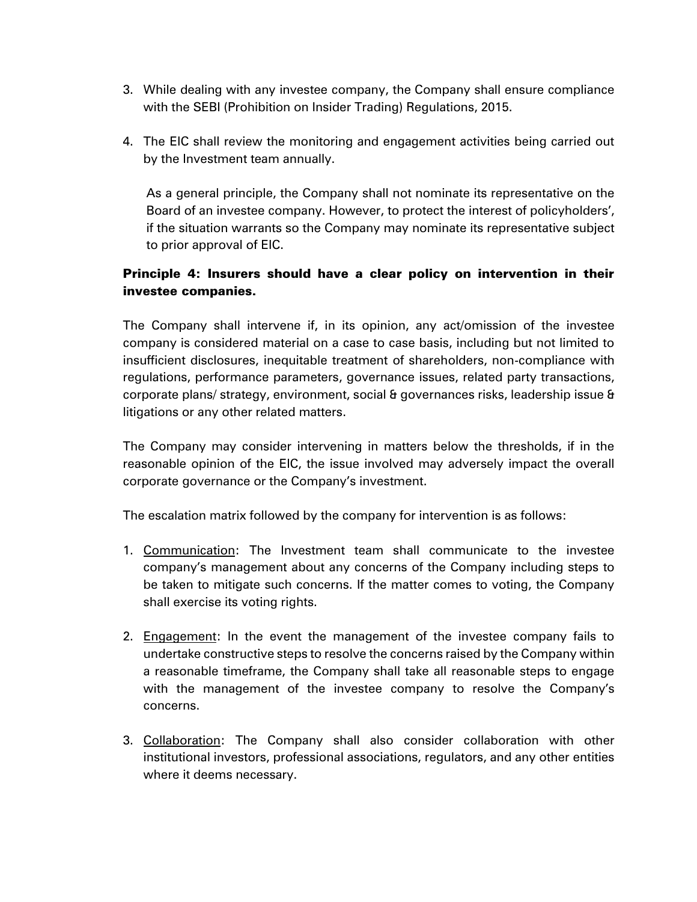3. While dealing with any investee company, the Company shall ensure compliance with the SEBI (Prohibition on Insider Trading) Regulations, 2015.

4. The EIC shall review the monitoring and engagement activities being carried out by the Investment team annually.

   As a general principle, the Company shall not nominate its representative on the Board of an investee company. However, to protect the interest of policyholders', if the situation warrants so the Company may nominate its representative subject to prior approval of EIC.

**Principle 4: Insurers should have a clear policy on intervention in their investee companies.**

The Company shall intervene if, in its opinion, any act/omission of the investee company is considered material on a case to case basis, including but not limited to insufficient disclosures, inequitable treatment of shareholders, non-compliance with regulations, performance parameters, governance issues, related party transactions, corporate plans/ strategy, environment, social & governances risks, leadership issue & litigations or any other related matters.

The Company may consider intervening in matters below the thresholds, if in the reasonable opinion of the EIC, the issue involved may adversely impact the overall corporate governance or the Company's investment.

The escalation matrix followed by the company for intervention is as follows:

1. Communication: The Investment team shall communicate to the investee company's management about any concerns of the Company including steps to be taken to mitigate such concerns. If the matter comes to voting, the Company shall exercise its voting rights.

2. Engagement: In the event the management of the investee company fails to undertake constructive steps to resolve the concerns raised by the Company within a reasonable timeframe, the Company shall take all reasonable steps to engage with the management of the investee company to resolve the Company's concerns.

3. Collaboration: The Company shall also consider collaboration with other institutional investors, professional associations, regulators, and any other entities where it deems necessary.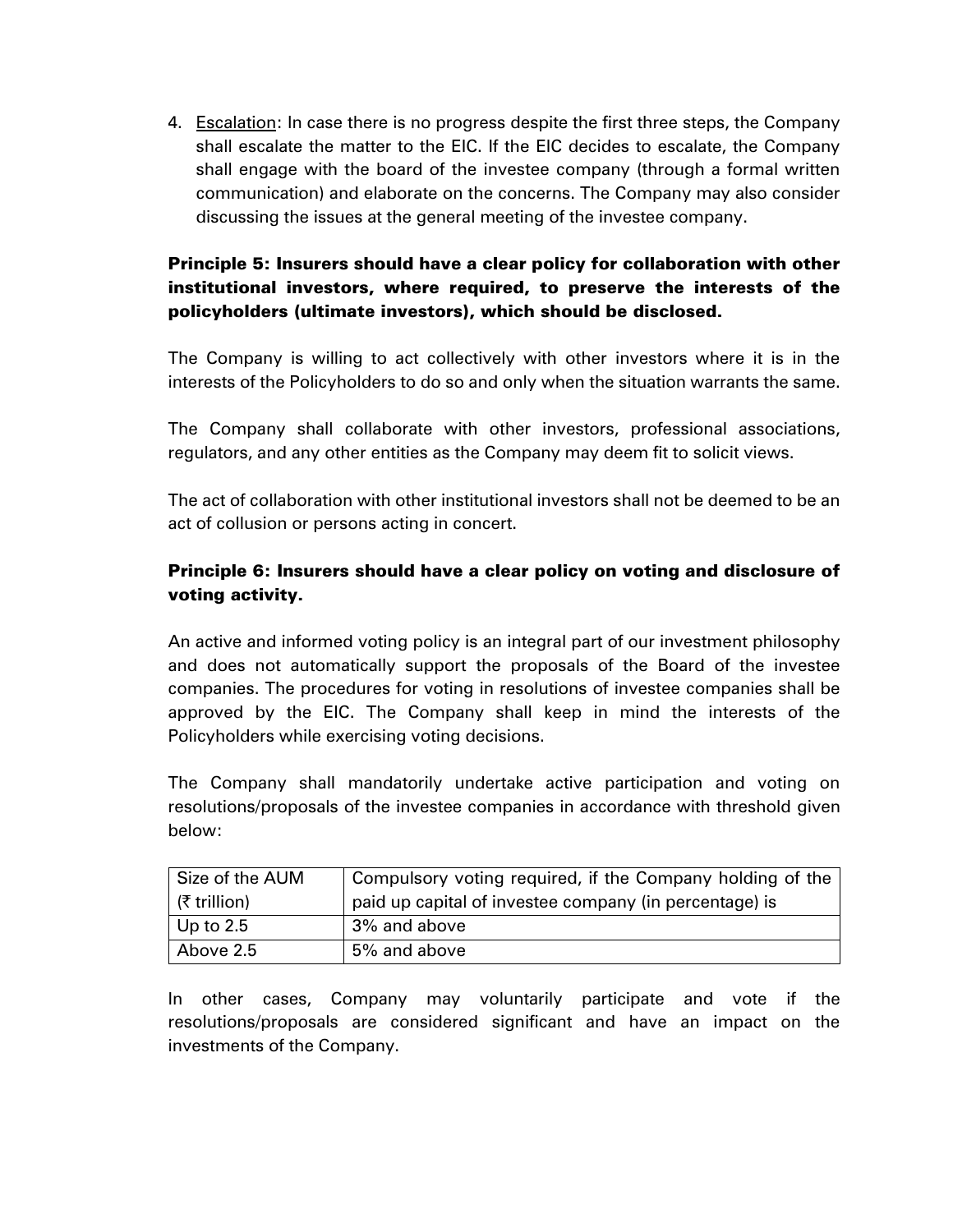4. Escalation: In case there is no progress despite the first three steps, the Company shall escalate the matter to the EIC. If the EIC decides to escalate, the Company shall engage with the board of the investee company (through a formal written communication) and elaborate on the concerns. The Company may also consider discussing the issues at the general meeting of the investee company.

### Principle 5: Insurers should have a clear policy for collaboration with other institutional investors, where required, to preserve the interests of the policyholders (ultimate investors), which should be disclosed.

The Company is willing to act collectively with other investors where it is in the interests of the Policyholders to do so and only when the situation warrants the same.

The Company shall collaborate with other investors, professional associations, regulators, and any other entities as the Company may deem fit to solicit views.

The act of collaboration with other institutional investors shall not be deemed to be an act of collusion or persons acting in concert.

### Principle 6: Insurers should have a clear policy on voting and disclosure of voting activity.

An active and informed voting policy is an integral part of our investment philosophy and does not automatically support the proposals of the Board of the investee companies. The procedures for voting in resolutions of investee companies shall be approved by the EIC. The Company shall keep in mind the interests of the Policyholders while exercising voting decisions.

The Company shall mandatorily undertake active participation and voting on resolutions/proposals of the investee companies in accordance with threshold given below:

| Size of the AUM (₹ trillion) | Compulsory voting required, if the Company holding of the paid up capital of investee company (in percentage) is |
|---|---|
| Up to 2.5 | 3% and above |
| Above 2.5 | 5% and above |

In other cases, Company may voluntarily participate and vote if the resolutions/proposals are considered significant and have an impact on the investments of the Company.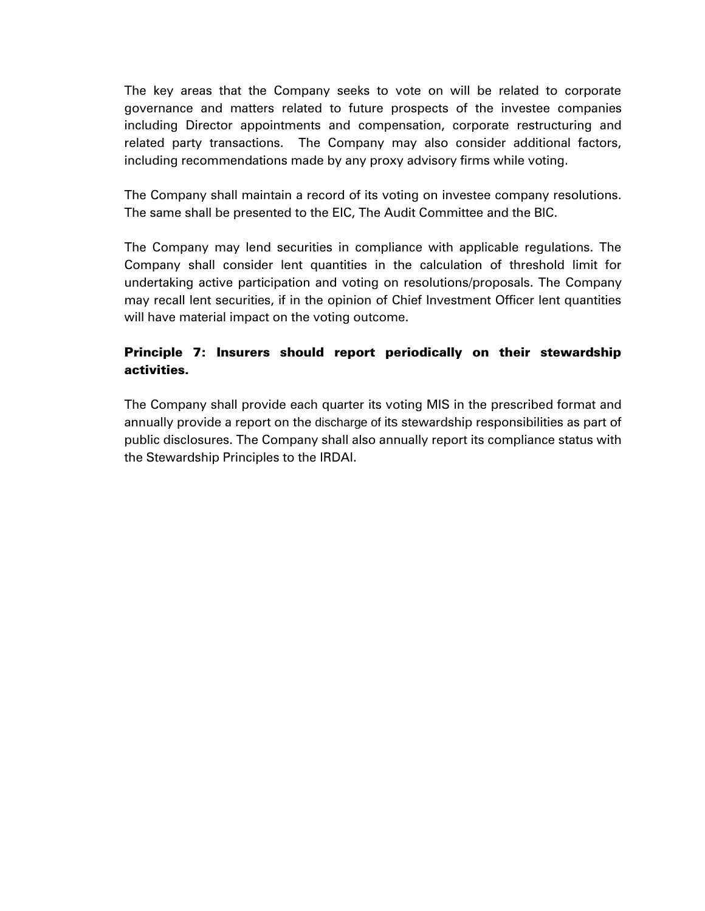The key areas that the Company seeks to vote on will be related to corporate governance and matters related to future prospects of the investee companies including Director appointments and compensation, corporate restructuring and related party transactions.  The Company may also consider additional factors, including recommendations made by any proxy advisory firms while voting.

The Company shall maintain a record of its voting on investee company resolutions. The same shall be presented to the EIC, The Audit Committee and the BIC.

The Company may lend securities in compliance with applicable regulations. The Company shall consider lent quantities in the calculation of threshold limit for undertaking active participation and voting on resolutions/proposals. The Company may recall lent securities, if in the opinion of Chief Investment Officer lent quantities will have material impact on the voting outcome.

### Principle 7: Insurers should report periodically on their stewardship activities.

The Company shall provide each quarter its voting MIS in the prescribed format and annually provide a report on the discharge of its stewardship responsibilities as part of public disclosures. The Company shall also annually report its compliance status with the Stewardship Principles to the IRDAI.